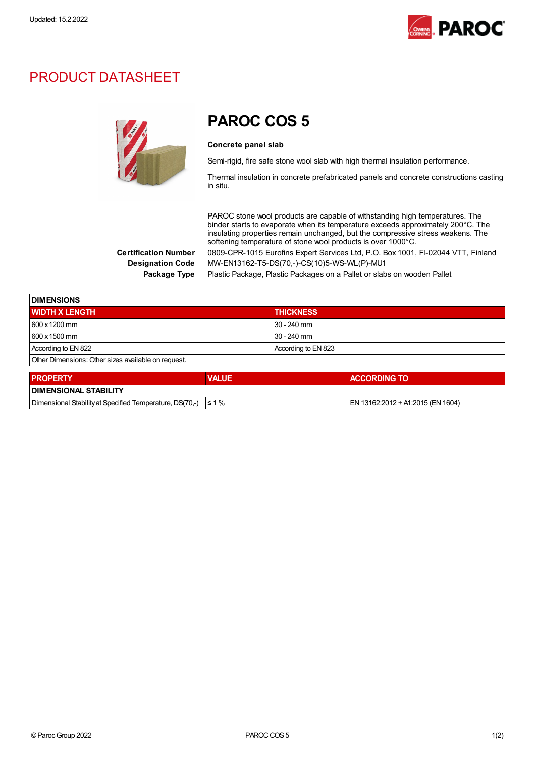Updated: 15.2.2022

# PRODUCT DATASHEET

## PAROC COS 5

**Concrete panel slab**

Semi-rigid, fire safe stone wool slab with high thermal insulation performance.

Thermal insulation in concrete prefabricated panels and concrete constructions casting in situ.

PAROC stone wool products are capable of withstanding high temperatures. The binder starts to evaporate when its temperature exceeds approximately 200°C. The insulating properties remain unchanged, but the compressive stress weakens. The softening temperature of stone wool products is over 1000°C.

**Certification Number** 0809-CPR-1015 Eurofins Expert Services Ltd, P.O. Box 1001, FI-02044 VTT, Finland

**Designation Code** MW-EN13162-T5-DS(70,-)-CS(10)5-WS-WL(P)-MU1

**Package Type** Plastic Package, Plastic Packages on a Pallet or slabs on wooden Pallet

| DIMENSIONS | |
|---|---|
| **WIDTH X LENGTH** | **THICKNESS** |
| 600 x 1200 mm | 30 - 240 mm |
| 600 x 1500 mm | 30 - 240 mm |
| According to EN 822 | According to EN 823 |
| Other Dimensions: Other sizes available on request. | |

| PROPERTY | VALUE | ACCORDING TO |
|---|---|---|
| **DIMENSIONAL STABILITY** | | |
| Dimensional Stability at Specified Temperature, DS(70,-) | ≤ 1 % | EN 13162:2012 + A1:2015 (EN 1604) |

© Paroc Group 2022 PAROC COS 5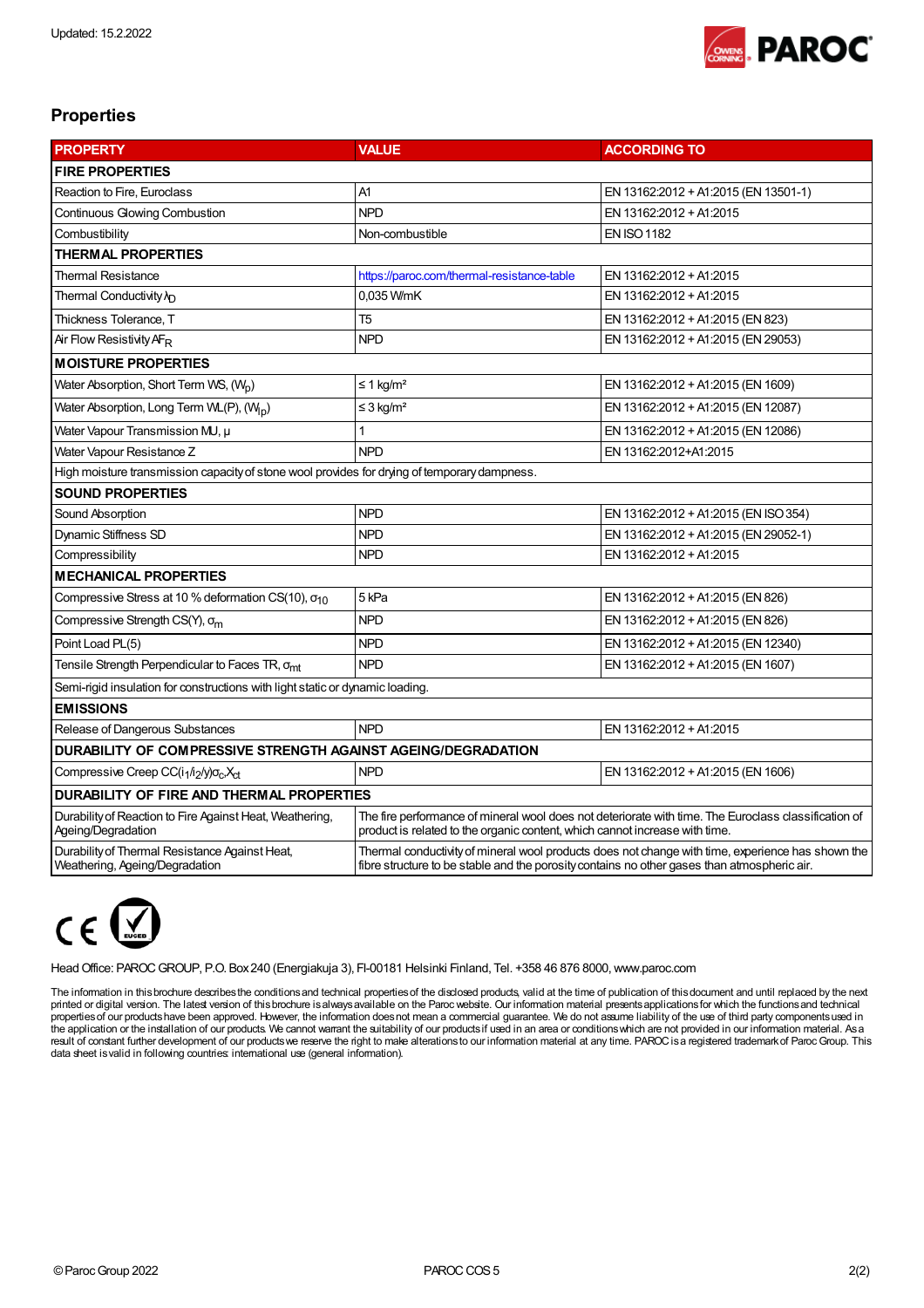Updated: 15.2.2022

## Properties

| PROPERTY | VALUE | ACCORDING TO |
|---|---|---|
| **FIRE PROPERTIES** | | |
| Reaction to Fire, Euroclass | A1 | EN 13162:2012 + A1:2015 (EN 13501-1) |
| Continuous Glowing Combustion | NPD | EN 13162:2012 + A1:2015 |
| Combustibility | Non-combustible | EN ISO 1182 |
| **THERMAL PROPERTIES** | | |
| Thermal Resistance | https://paroc.com/thermal-resistance-table | EN 13162:2012 + A1:2015 |
| Thermal Conductivity $\lambda_D$ | 0,035 W/mK | EN 13162:2012 + A1:2015 |
| Thickness Tolerance, T | T5 | EN 13162:2012 + A1:2015 (EN 823) |
| Air Flow Resistivity $AF_R$ | NPD | EN 13162:2012 + A1:2015 (EN 29053) |
| **MOISTURE PROPERTIES** | | |
| Water Absorption, Short Term WS, ($W_p$) | ≤ 1 kg/m² | EN 13162:2012 + A1:2015 (EN 1609) |
| Water Absorption, Long Term WL(P), ($W_{lp}$) | ≤ 3 kg/m² | EN 13162:2012 + A1:2015 (EN 12087) |
| Water Vapour Transmission MU, μ | 1 | EN 13162:2012 + A1:2015 (EN 12086) |
| Water Vapour Resistance Z | NPD | EN 13162:2012+A1:2015 |
| High moisture transmission capacity of stone wool provides for drying of temporary dampness. | | |
| **SOUND PROPERTIES** | | |
| Sound Absorption | NPD | EN 13162:2012 + A1:2015 (EN ISO 354) |
| Dynamic Stiffness SD | NPD | EN 13162:2012 + A1:2015 (EN 29052-1) |
| Compressibility | NPD | EN 13162:2012 + A1:2015 |
| **MECHANICAL PROPERTIES** | | |
| Compressive Stress at 10 % deformation CS(10), $\sigma_{10}$ | 5 kPa | EN 13162:2012 + A1:2015 (EN 826) |
| Compressive Strength CS(Y), $\sigma_m$ | NPD | EN 13162:2012 + A1:2015 (EN 826) |
| Point Load PL(5) | NPD | EN 13162:2012 + A1:2015 (EN 12340) |
| Tensile Strength Perpendicular to Faces TR, $\sigma_{mt}$ | NPD | EN 13162:2012 + A1:2015 (EN 1607) |
| Semi-rigid insulation for constructions with light static or dynamic loading. | | |
| **EMISSIONS** | | |
| Release of Dangerous Substances | NPD | EN 13162:2012 + A1:2015 |
| **DURABILITY OF COMPRESSIVE STRENGTH AGAINST AGEING/DEGRADATION** | | |
| Compressive Creep $CC(i_1/i_2/y)\sigma_c X_{ct}$ | NPD | EN 13162:2012 + A1:2015 (EN 1606) |
| **DURABILITY OF FIRE AND THERMAL PROPERTIES** | | |
| Durability of Reaction to Fire Against Heat, Weathering, Ageing/Degradation | The fire performance of mineral wool does not deteriorate with time. The Euroclass classification of product is related to the organic content, which cannot increase with time. | |
| Durability of Thermal Resistance Against Heat, Weathering, Ageing/Degradation | Thermal conductivity of mineral wool products does not change with time, experience has shown the fibre structure to be stable and the porosity contains no other gases than atmospheric air. | |

Head Office: PAROC GROUP, P.O. Box 240 (Energiakuja 3), FI-00181 Helsinki Finland, Tel. +358 46 876 8000, www.paroc.com

The information in this brochure describes the conditions and technical properties of the disclosed products, valid at the time of publication of this document and until replaced by the next printed or digital version. The latest version of this brochure is always available on the Paroc website. Our information material presents applications for which the functions and technical properties of our products have been approved. However, the information does not mean a commercial guarantee. We do not assume liability of the use of third party components used in the application or the installation of our products. We cannot warrant the suitability of our products if used in an area or conditions which are not provided in our information material. As a result of constant further development of our products we reserve the right to make alterations to our information material at any time. PAROC is a registered trademark of Paroc Group. This data sheet is valid in following countries: international use (general information).

© Paroc Group 2022 PAROC COS 5